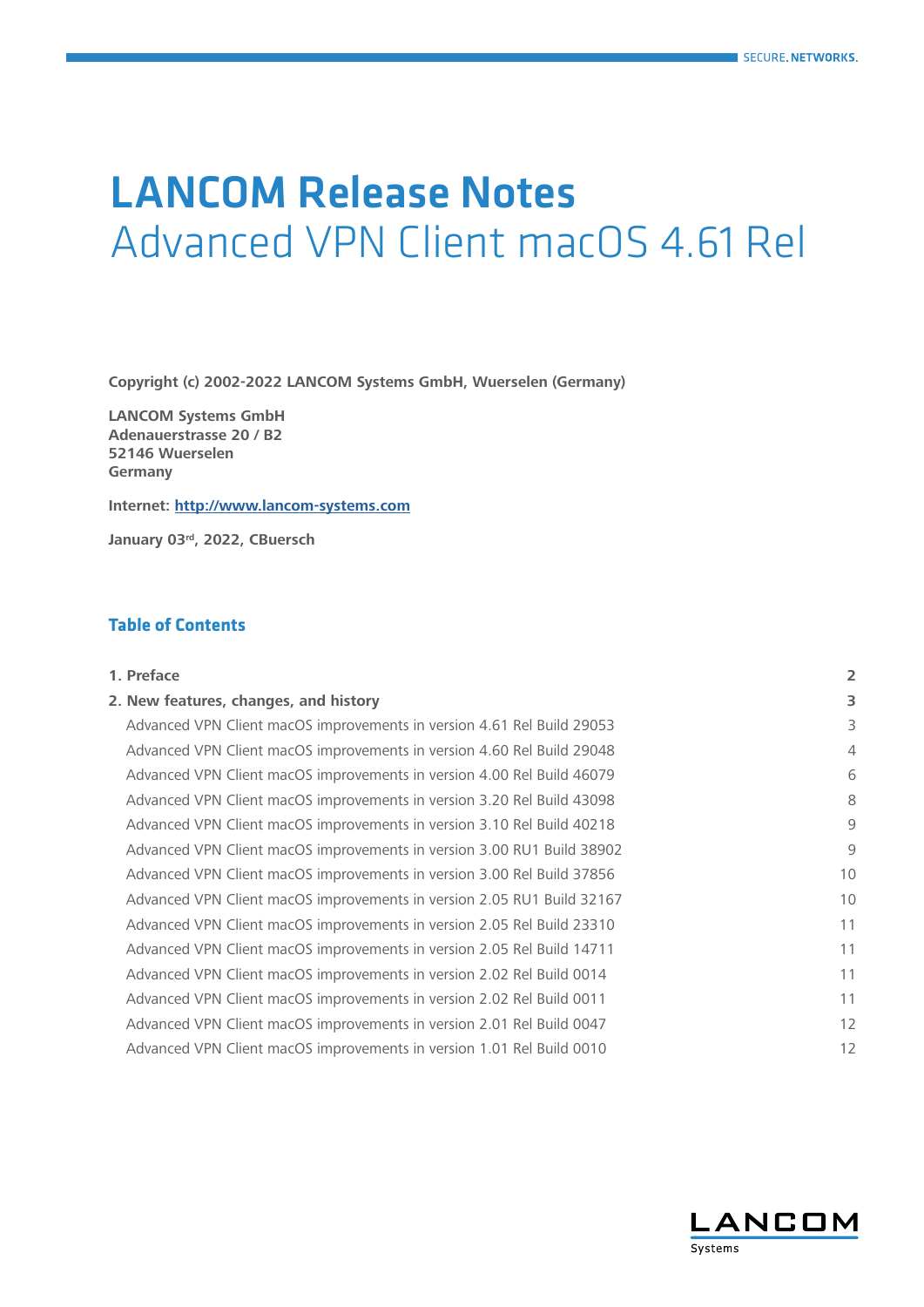# LANCOM Release Notes

## Advanced VPN Client macOS 4.61 Rel

**Copyright (c) 2002-2022 LANCOM Systems GmbH, Wuerselen (Germany)**

**LANCOM Systems GmbH**
**Adenauerstrasse 20 / B2**
**52146 Wuerselen**
**Germany**

**Internet: [http://www.lancom-systems.com](http://www.lancom-systems.com)**

**January 03rd, 2022, CBuersch**

### Table of Contents

| | |
|---|---|
| **1. Preface** | **2** |
| **2. New features, changes, and history** | **3** |
| Advanced VPN Client macOS improvements in version 4.61 Rel Build 29053 | 3 |
| Advanced VPN Client macOS improvements in version 4.60 Rel Build 29048 | 4 |
| Advanced VPN Client macOS improvements in version 4.00 Rel Build 46079 | 6 |
| Advanced VPN Client macOS improvements in version 3.20 Rel Build 43098 | 8 |
| Advanced VPN Client macOS improvements in version 3.10 Rel Build 40218 | 9 |
| Advanced VPN Client macOS improvements in version 3.00 RU1 Build 38902 | 9 |
| Advanced VPN Client macOS improvements in version 3.00 Rel Build 37856 | 10 |
| Advanced VPN Client macOS improvements in version 2.05 RU1 Build 32167 | 10 |
| Advanced VPN Client macOS improvements in version 2.05 Rel Build 23310 | 11 |
| Advanced VPN Client macOS improvements in version 2.05 Rel Build 14711 | 11 |
| Advanced VPN Client macOS improvements in version 2.02 Rel Build 0014 | 11 |
| Advanced VPN Client macOS improvements in version 2.02 Rel Build 0011 | 11 |
| Advanced VPN Client macOS improvements in version 2.01 Rel Build 0047 | 12 |
| Advanced VPN Client macOS improvements in version 1.01 Rel Build 0010 | 12 |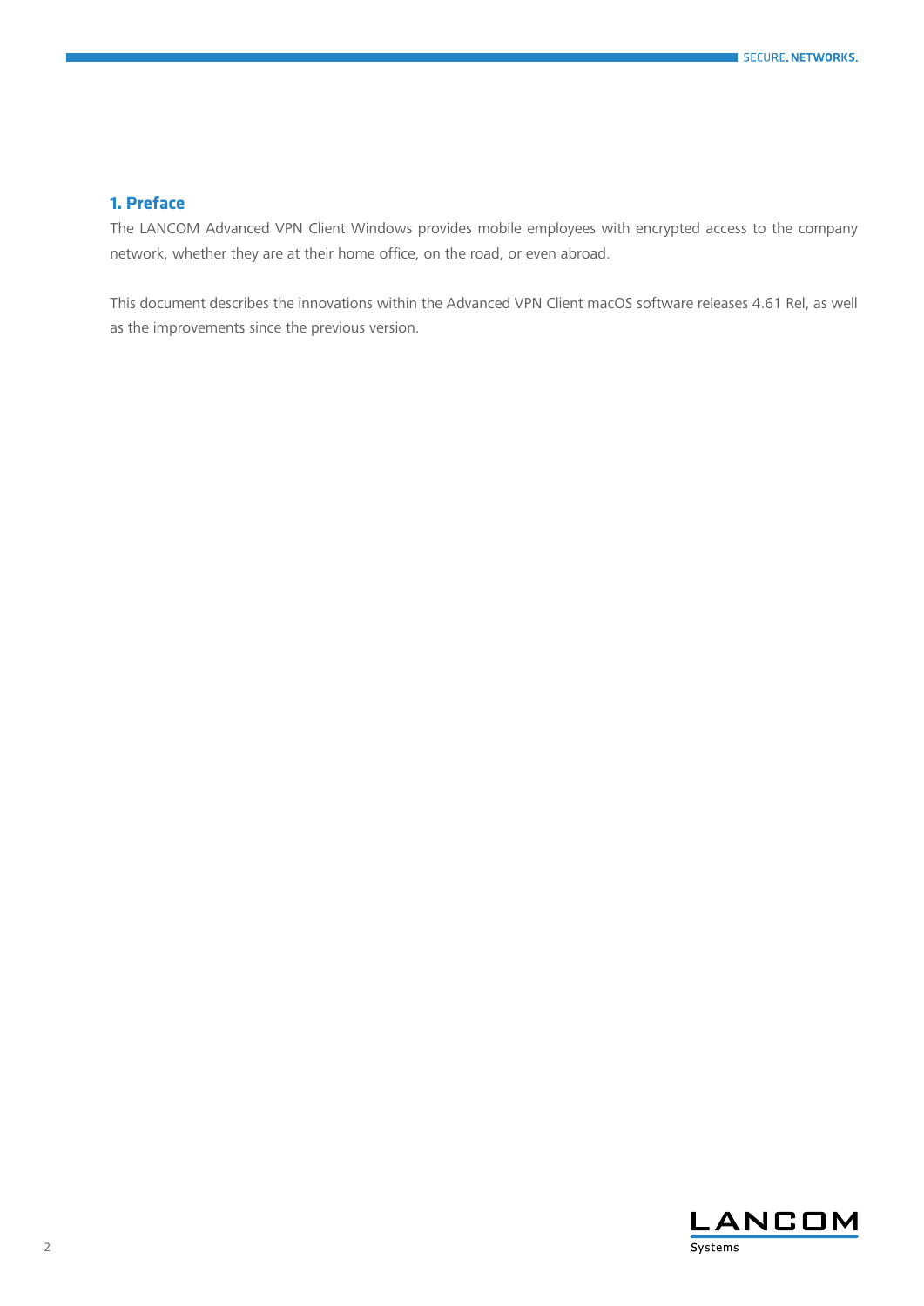## 1. Preface

The LANCOM Advanced VPN Client Windows provides mobile employees with encrypted access to the company network, whether they are at their home office, on the road, or even abroad.

This document describes the innovations within the Advanced VPN Client macOS software releases 4.61 Rel, as well as the improvements since the previous version.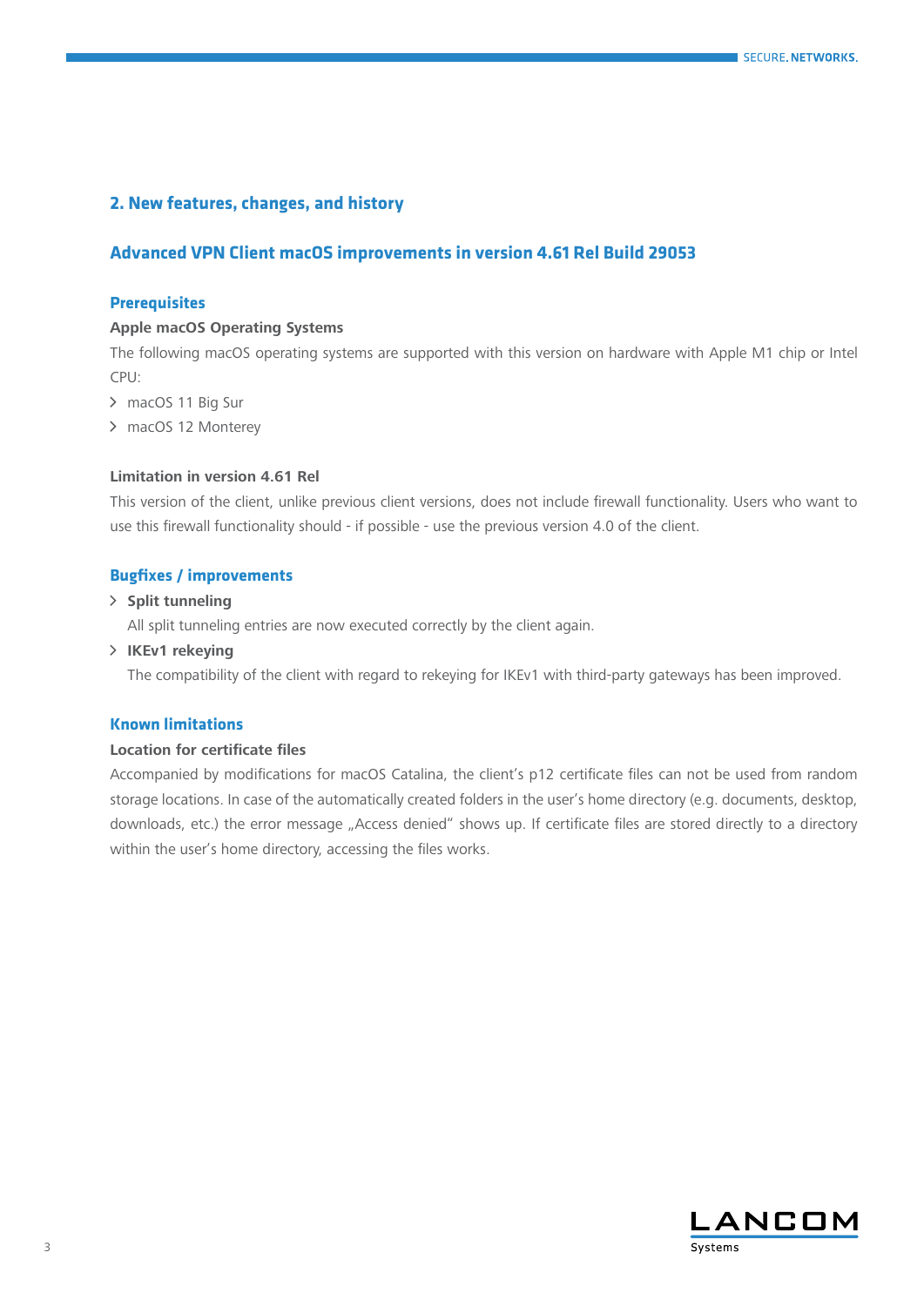## 2. New features, changes, and history

### Advanced VPN Client macOS improvements in version 4.61 Rel Build 29053

#### Prerequisites

**Apple macOS Operating Systems**

The following macOS operating systems are supported with this version on hardware with Apple M1 chip or Intel CPU:

- macOS 11 Big Sur
- macOS 12 Monterey

**Limitation in version 4.61 Rel**

This version of the client, unlike previous client versions, does not include firewall functionality. Users who want to use this firewall functionality should - if possible - use the previous version 4.0 of the client.

#### Bugfixes / improvements

- **Split tunneling**
  All split tunneling entries are now executed correctly by the client again.
- **IKEv1 rekeying**
  The compatibility of the client with regard to rekeying for IKEv1 with third-party gateways has been improved.

#### Known limitations

**Location for certificate files**

Accompanied by modifications for macOS Catalina, the client's p12 certificate files can not be used from random storage locations. In case of the automatically created folders in the user's home directory (e.g. documents, desktop, downloads, etc.) the error message „Access denied" shows up. If certificate files are stored directly to a directory within the user's home directory, accessing the files works.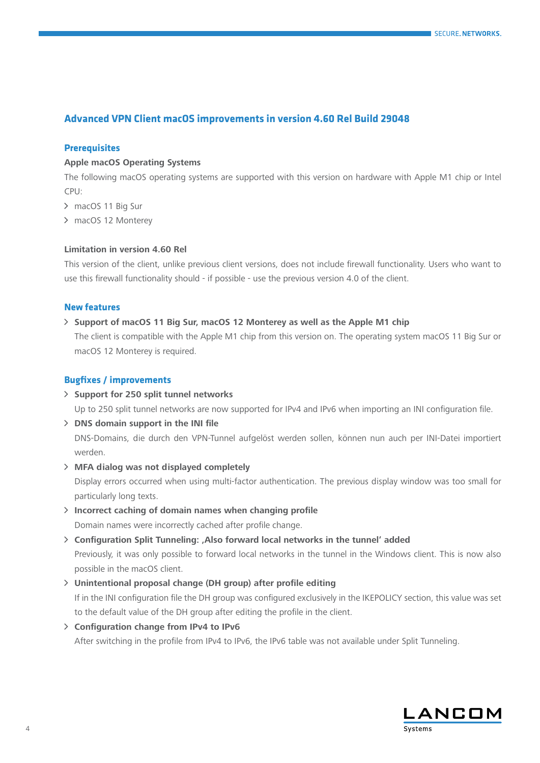## Advanced VPN Client macOS improvements in version 4.60 Rel Build 29048

### Prerequisites

**Apple macOS Operating Systems**

The following macOS operating systems are supported with this version on hardware with Apple M1 chip or Intel CPU:

- macOS 11 Big Sur
- macOS 12 Monterey

**Limitation in version 4.60 Rel**

This version of the client, unlike previous client versions, does not include firewall functionality. Users who want to use this firewall functionality should - if possible - use the previous version 4.0 of the client.

### New features

- **Support of macOS 11 Big Sur, macOS 12 Monterey as well as the Apple M1 chip**
  The client is compatible with the Apple M1 chip from this version on. The operating system macOS 11 Big Sur or macOS 12 Monterey is required.

### Bugfixes / improvements

- **Support for 250 split tunnel networks**
  Up to 250 split tunnel networks are now supported for IPv4 and IPv6 when importing an INI configuration file.
- **DNS domain support in the INI file**
  DNS-Domains, die durch den VPN-Tunnel aufgelöst werden sollen, können nun auch per INI-Datei importiert werden.
- **MFA dialog was not displayed completely**
  Display errors occurred when using multi-factor authentication. The previous display window was too small for particularly long texts.
- **Incorrect caching of domain names when changing profile**
  Domain names were incorrectly cached after profile change.
- **Configuration Split Tunneling: ‚Also forward local networks in the tunnel' added**
  Previously, it was only possible to forward local networks in the tunnel in the Windows client. This is now also possible in the macOS client.
- **Unintentional proposal change (DH group) after profile editing**
  If in the INI configuration file the DH group was configured exclusively in the IKEPOLICY section, this value was set to the default value of the DH group after editing the profile in the client.
- **Configuration change from IPv4 to IPv6**
  After switching in the profile from IPv4 to IPv6, the IPv6 table was not available under Split Tunneling.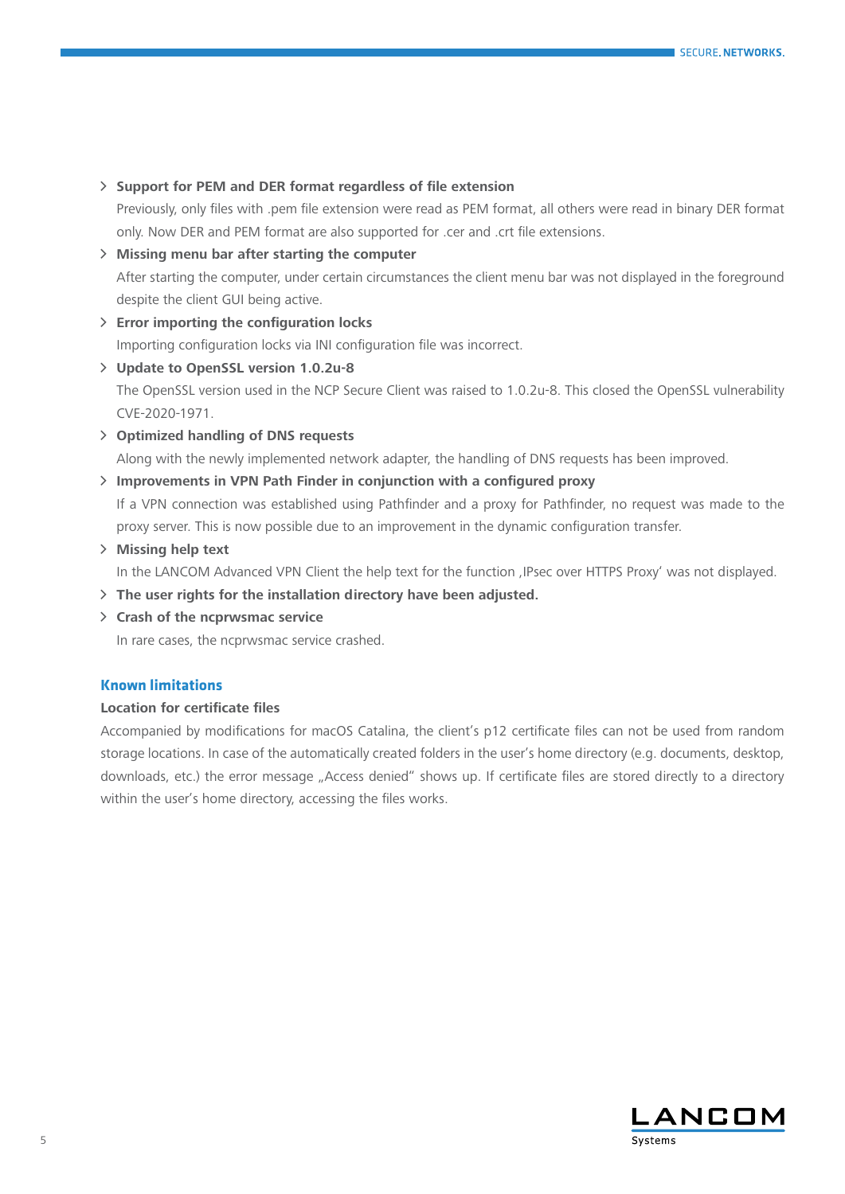- **Support for PEM and DER format regardless of file extension**
  Previously, only files with .pem file extension were read as PEM format, all others were read in binary DER format only. Now DER and PEM format are also supported for .cer and .crt file extensions.
- **Missing menu bar after starting the computer**
  After starting the computer, under certain circumstances the client menu bar was not displayed in the foreground despite the client GUI being active.
- **Error importing the configuration locks**
  Importing configuration locks via INI configuration file was incorrect.
- **Update to OpenSSL version 1.0.2u-8**
  The OpenSSL version used in the NCP Secure Client was raised to 1.0.2u-8. This closed the OpenSSL vulnerability CVE-2020-1971.
- **Optimized handling of DNS requests**
  Along with the newly implemented network adapter, the handling of DNS requests has been improved.
- **Improvements in VPN Path Finder in conjunction with a configured proxy**
  If a VPN connection was established using Pathfinder and a proxy for Pathfinder, no request was made to the proxy server. This is now possible due to an improvement in the dynamic configuration transfer.
- **Missing help text**
  In the LANCOM Advanced VPN Client the help text for the function ‚IPsec over HTTPS Proxy‘ was not displayed.
- **The user rights for the installation directory have been adjusted.**
- **Crash of the ncprwsmac service**
  In rare cases, the ncprwsmac service crashed.

## Known limitations

### Location for certificate files

Accompanied by modifications for macOS Catalina, the client's p12 certificate files can not be used from random storage locations. In case of the automatically created folders in the user's home directory (e.g. documents, desktop, downloads, etc.) the error message „Access denied" shows up. If certificate files are stored directly to a directory within the user's home directory, accessing the files works.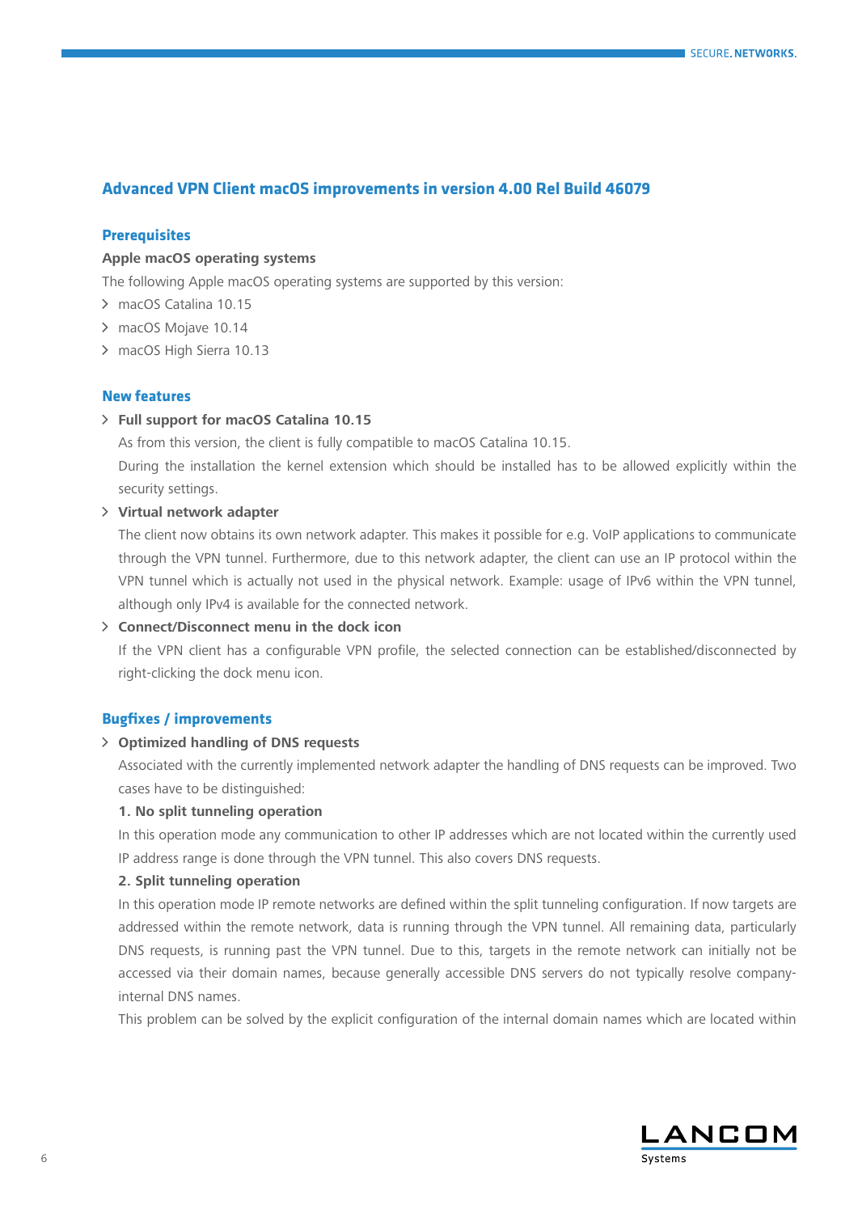## Advanced VPN Client macOS improvements in version 4.00 Rel Build 46079

### Prerequisites

**Apple macOS operating systems**

The following Apple macOS operating systems are supported by this version:

- macOS Catalina 10.15
- macOS Mojave 10.14
- macOS High Sierra 10.13

### New features

- **Full support for macOS Catalina 10.15**

  As from this version, the client is fully compatible to macOS Catalina 10.15.

  During the installation the kernel extension which should be installed has to be allowed explicitly within the security settings.

- **Virtual network adapter**

  The client now obtains its own network adapter. This makes it possible for e.g. VoIP applications to communicate through the VPN tunnel. Furthermore, due to this network adapter, the client can use an IP protocol within the VPN tunnel which is actually not used in the physical network. Example: usage of IPv6 within the VPN tunnel, although only IPv4 is available for the connected network.

- **Connect/Disconnect menu in the dock icon**

  If the VPN client has a configurable VPN profile, the selected connection can be established/disconnected by right-clicking the dock menu icon.

### Bugfixes / improvements

- **Optimized handling of DNS requests**

  Associated with the currently implemented network adapter the handling of DNS requests can be improved. Two cases have to be distinguished:

  **1. No split tunneling operation**

  In this operation mode any communication to other IP addresses which are not located within the currently used IP address range is done through the VPN tunnel. This also covers DNS requests.

  **2. Split tunneling operation**

  In this operation mode IP remote networks are defined within the split tunneling configuration. If now targets are addressed within the remote network, data is running through the VPN tunnel. All remaining data, particularly DNS requests, is running past the VPN tunnel. Due to this, targets in the remote network can initially not be accessed via their domain names, because generally accessible DNS servers do not typically resolve company-internal DNS names.

  This problem can be solved by the explicit configuration of the internal domain names which are located within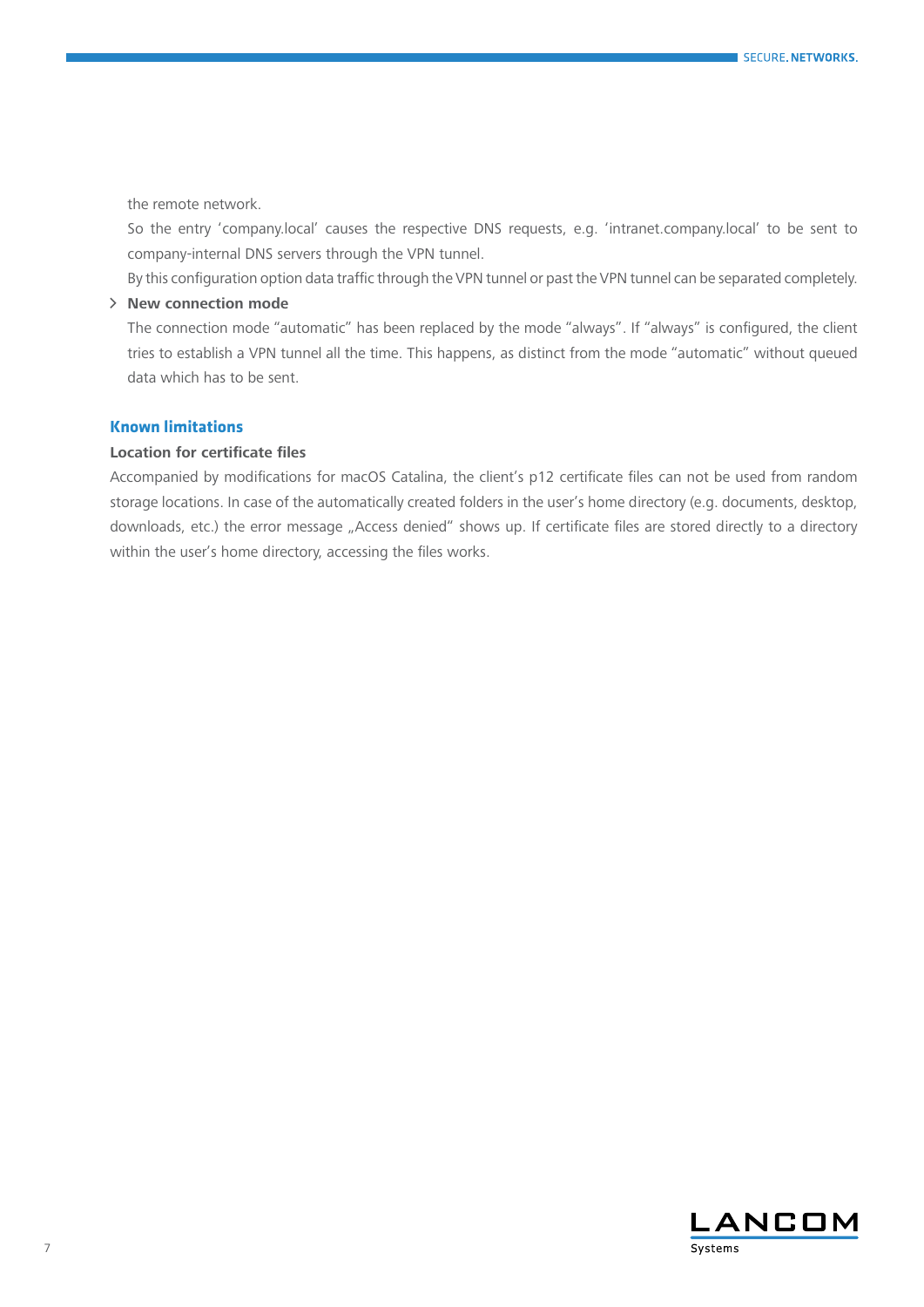the remote network.

So the entry ‘company.local’ causes the respective DNS requests, e.g. ‘intranet.company.local’ to be sent to company-internal DNS servers through the VPN tunnel.

By this configuration option data traffic through the VPN tunnel or past the VPN tunnel can be separated completely.

- **New connection mode**

  The connection mode “automatic” has been replaced by the mode “always”. If “always” is configured, the client tries to establish a VPN tunnel all the time. This happens, as distinct from the mode “automatic” without queued data which has to be sent.

## Known limitations

**Location for certificate files**

Accompanied by modifications for macOS Catalina, the client’s p12 certificate files can not be used from random storage locations. In case of the automatically created folders in the user’s home directory (e.g. documents, desktop, downloads, etc.) the error message „Access denied“ shows up. If certificate files are stored directly to a directory within the user’s home directory, accessing the files works.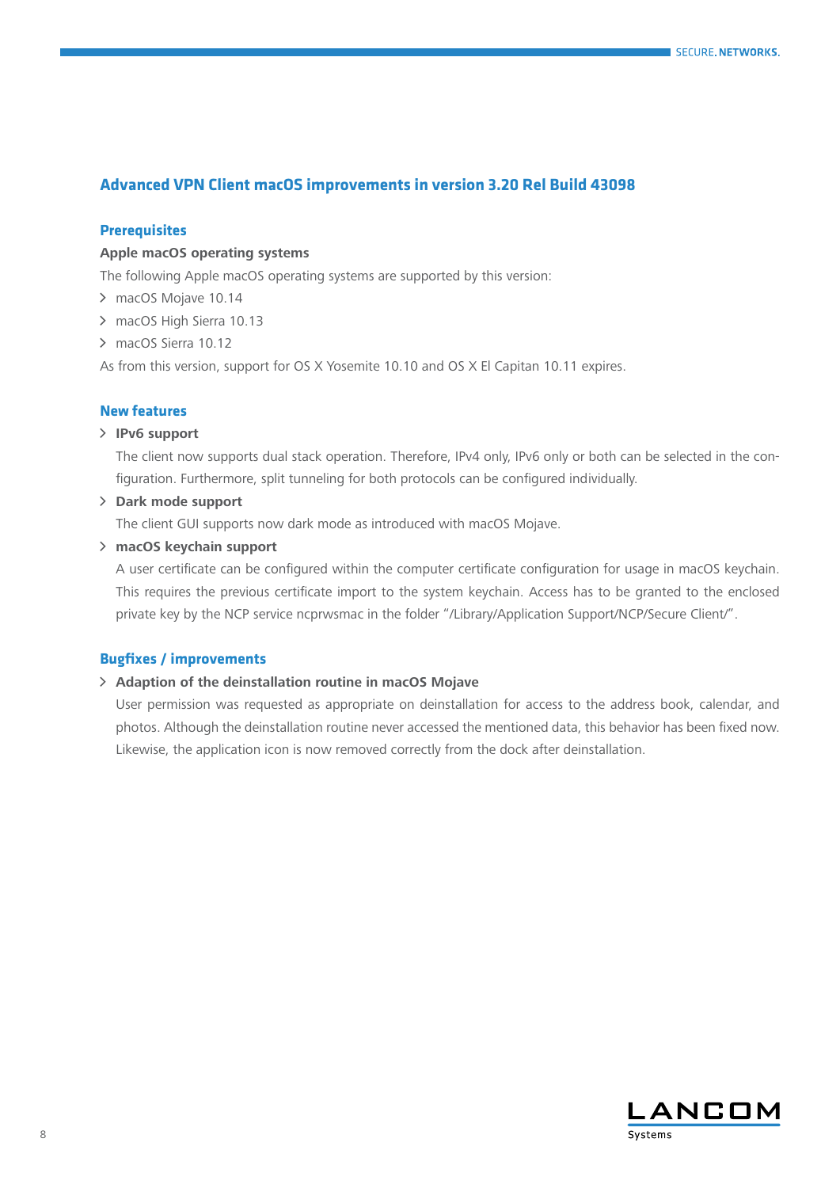## Advanced VPN Client macOS improvements in version 3.20 Rel Build 43098

### Prerequisites

**Apple macOS operating systems**

The following Apple macOS operating systems are supported by this version:

- macOS Mojave 10.14
- macOS High Sierra 10.13
- macOS Sierra 10.12

As from this version, support for OS X Yosemite 10.10 and OS X El Capitan 10.11 expires.

### New features

- **IPv6 support**

  The client now supports dual stack operation. Therefore, IPv4 only, IPv6 only or both can be selected in the configuration. Furthermore, split tunneling for both protocols can be configured individually.

- **Dark mode support**

  The client GUI supports now dark mode as introduced with macOS Mojave.

- **macOS keychain support**

  A user certificate can be configured within the computer certificate configuration for usage in macOS keychain. This requires the previous certificate import to the system keychain. Access has to be granted to the enclosed private key by the NCP service ncprwsmac in the folder "/Library/Application Support/NCP/Secure Client/".

### Bugfixes / improvements

- **Adaption of the deinstallation routine in macOS Mojave**

  User permission was requested as appropriate on deinstallation for access to the address book, calendar, and photos. Although the deinstallation routine never accessed the mentioned data, this behavior has been fixed now. Likewise, the application icon is now removed correctly from the dock after deinstallation.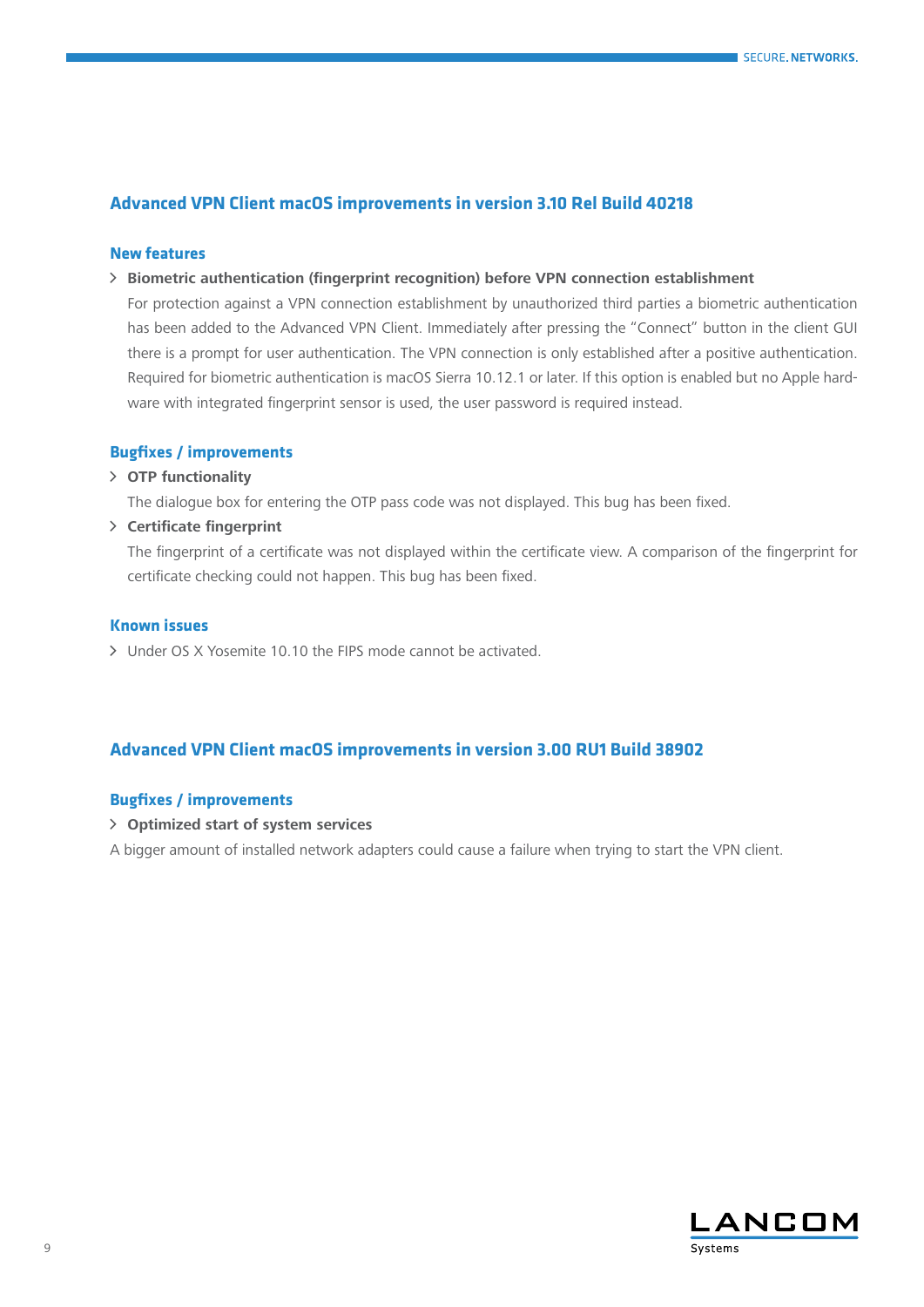## Advanced VPN Client macOS improvements in version 3.10 Rel Build 40218

### New features

- **Biometric authentication (fingerprint recognition) before VPN connection establishment**

  For protection against a VPN connection establishment by unauthorized third parties a biometric authentication has been added to the Advanced VPN Client. Immediately after pressing the "Connect" button in the client GUI there is a prompt for user authentication. The VPN connection is only established after a positive authentication. Required for biometric authentication is macOS Sierra 10.12.1 or later. If this option is enabled but no Apple hardware with integrated fingerprint sensor is used, the user password is required instead.

### Bugfixes / improvements

- **OTP functionality**

  The dialogue box for entering the OTP pass code was not displayed. This bug has been fixed.

- **Certificate fingerprint**

  The fingerprint of a certificate was not displayed within the certificate view. A comparison of the fingerprint for certificate checking could not happen. This bug has been fixed.

### Known issues

- Under OS X Yosemite 10.10 the FIPS mode cannot be activated.

## Advanced VPN Client macOS improvements in version 3.00 RU1 Build 38902

### Bugfixes / improvements

- **Optimized start of system services**

A bigger amount of installed network adapters could cause a failure when trying to start the VPN client.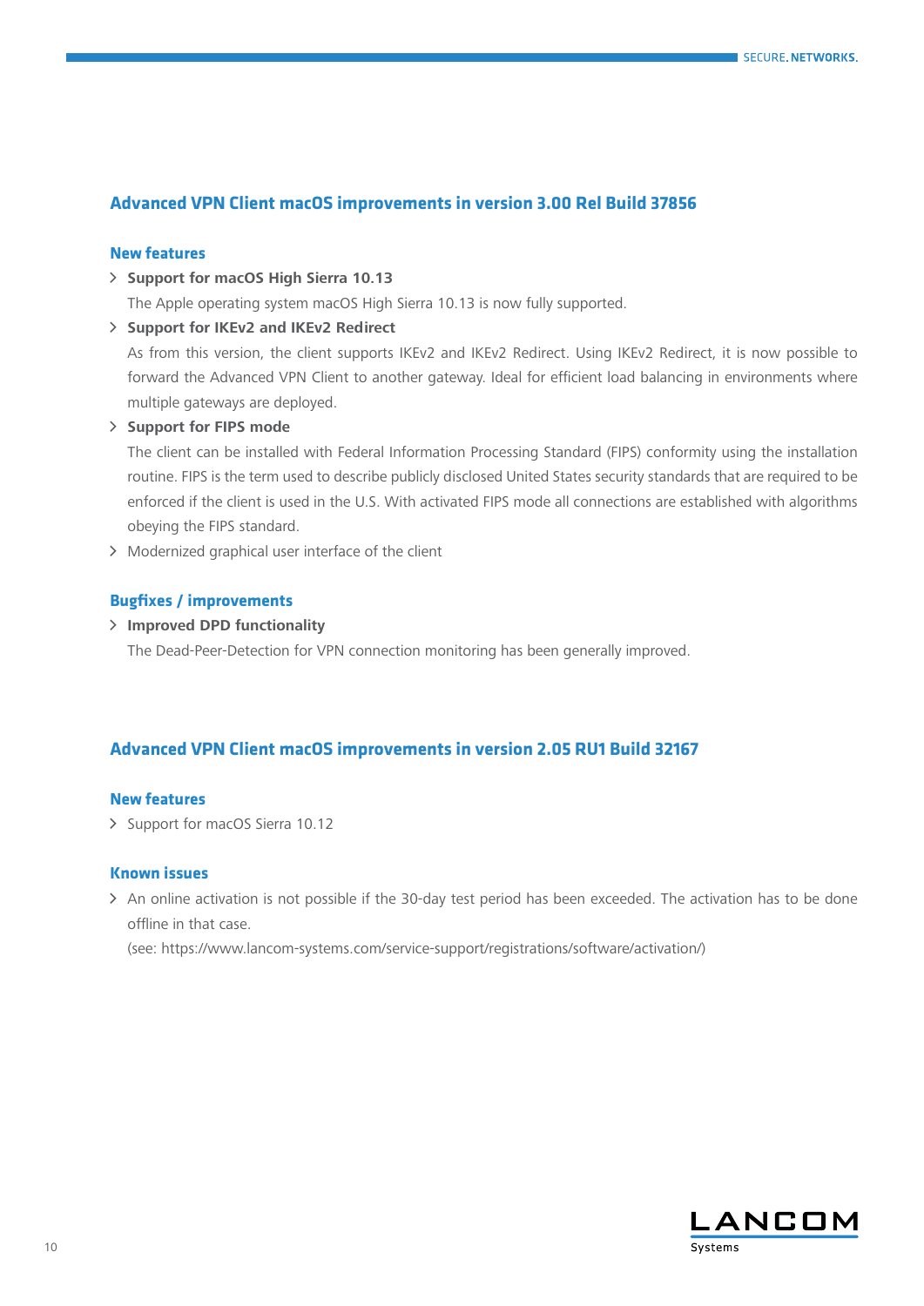## Advanced VPN Client macOS improvements in version 3.00 Rel Build 37856

### New features

- **Support for macOS High Sierra 10.13**
  
  The Apple operating system macOS High Sierra 10.13 is now fully supported.

- **Support for IKEv2 and IKEv2 Redirect**
  
  As from this version, the client supports IKEv2 and IKEv2 Redirect. Using IKEv2 Redirect, it is now possible to forward the Advanced VPN Client to another gateway. Ideal for efficient load balancing in environments where multiple gateways are deployed.

- **Support for FIPS mode**
  
  The client can be installed with Federal Information Processing Standard (FIPS) conformity using the installation routine. FIPS is the term used to describe publicly disclosed United States security standards that are required to be enforced if the client is used in the U.S. With activated FIPS mode all connections are established with algorithms obeying the FIPS standard.

- Modernized graphical user interface of the client

### Bugfixes / improvements

- **Improved DPD functionality**
  
  The Dead-Peer-Detection for VPN connection monitoring has been generally improved.

## Advanced VPN Client macOS improvements in version 2.05 RU1 Build 32167

### New features

- Support for macOS Sierra 10.12

### Known issues

- An online activation is not possible if the 30-day test period has been exceeded. The activation has to be done offline in that case.
  
  (see: https://www.lancom-systems.com/service-support/registrations/software/activation/)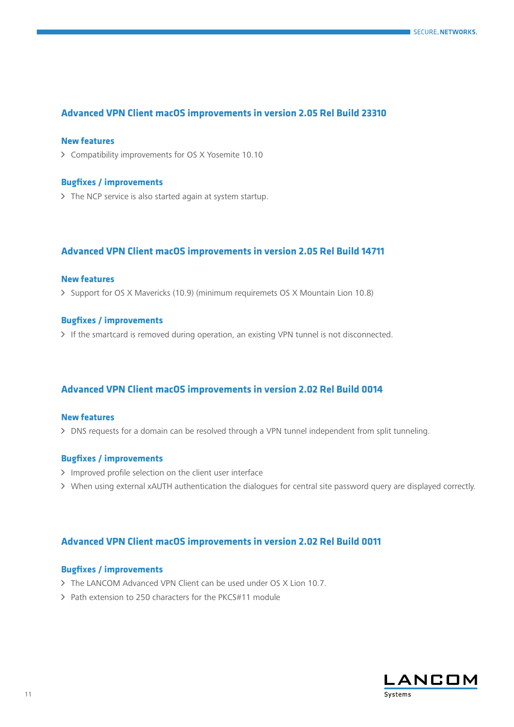## Advanced VPN Client macOS improvements in version 2.05 Rel Build 23310

### New features

- Compatibility improvements for OS X Yosemite 10.10

### Bugfixes / improvements

- The NCP service is also started again at system startup.

## Advanced VPN Client macOS improvements in version 2.05 Rel Build 14711

### New features

- Support for OS X Mavericks (10.9) (minimum requiremets OS X Mountain Lion 10.8)

### Bugfixes / improvements

- If the smartcard is removed during operation, an existing VPN tunnel is not disconnected.

## Advanced VPN Client macOS improvements in version 2.02 Rel Build 0014

### New features

- DNS requests for a domain can be resolved through a VPN tunnel independent from split tunneling.

### Bugfixes / improvements

- Improved profile selection on the client user interface
- When using external xAUTH authentication the dialogues for central site password query are displayed correctly.

## Advanced VPN Client macOS improvements in version 2.02 Rel Build 0011

### Bugfixes / improvements

- The LANCOM Advanced VPN Client can be used under OS X Lion 10.7.
- Path extension to 250 characters for the PKCS#11 module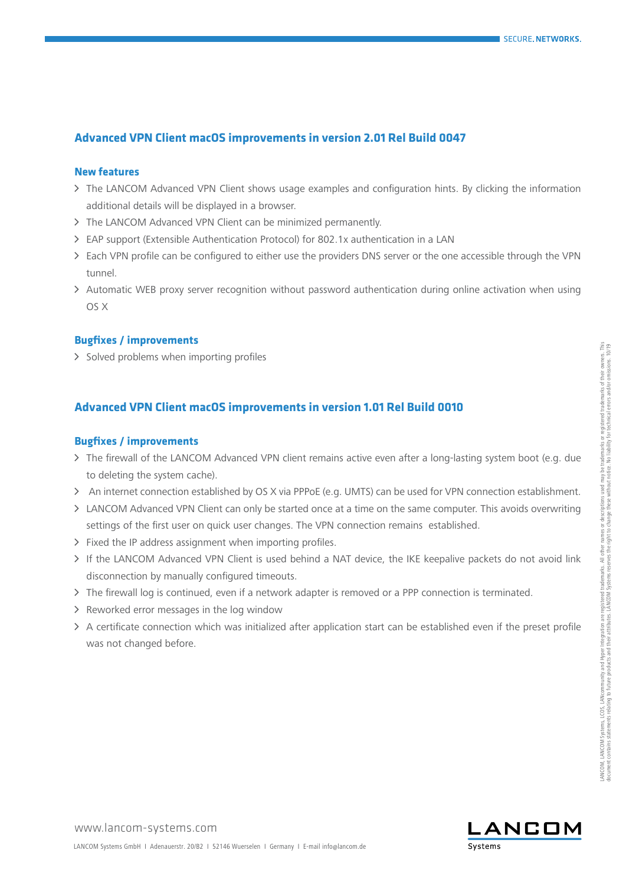## Advanced VPN Client macOS improvements in version 2.01 Rel Build 0047

### New features

- The LANCOM Advanced VPN Client shows usage examples and configuration hints. By clicking the information additional details will be displayed in a browser.
- The LANCOM Advanced VPN Client can be minimized permanently.
- EAP support (Extensible Authentication Protocol) for 802.1x authentication in a LAN
- Each VPN profile can be configured to either use the providers DNS server or the one accessible through the VPN tunnel.
- Automatic WEB proxy server recognition without password authentication during online activation when using OS X

### Bugfixes / improvements

- Solved problems when importing profiles

## Advanced VPN Client macOS improvements in version 1.01 Rel Build 0010

### Bugfixes / improvements

- The firewall of the LANCOM Advanced VPN client remains active even after a long-lasting system boot (e.g. due to deleting the system cache).
- An internet connection established by OS X via PPPoE (e.g. UMTS) can be used for VPN connection establishment.
- LANCOM Advanced VPN Client can only be started once at a time on the same computer. This avoids overwriting settings of the first user on quick user changes. The VPN connection remains established.
- Fixed the IP address assignment when importing profiles.
- If the LANCOM Advanced VPN Client is used behind a NAT device, the IKE keepalive packets do not avoid link disconnection by manually configured timeouts.
- The firewall log is continued, even if a network adapter is removed or a PPP connection is terminated.
- Reworked error messages in the log window
- A certificate connection which was initialized after application start can be established even if the preset profile was not changed before.